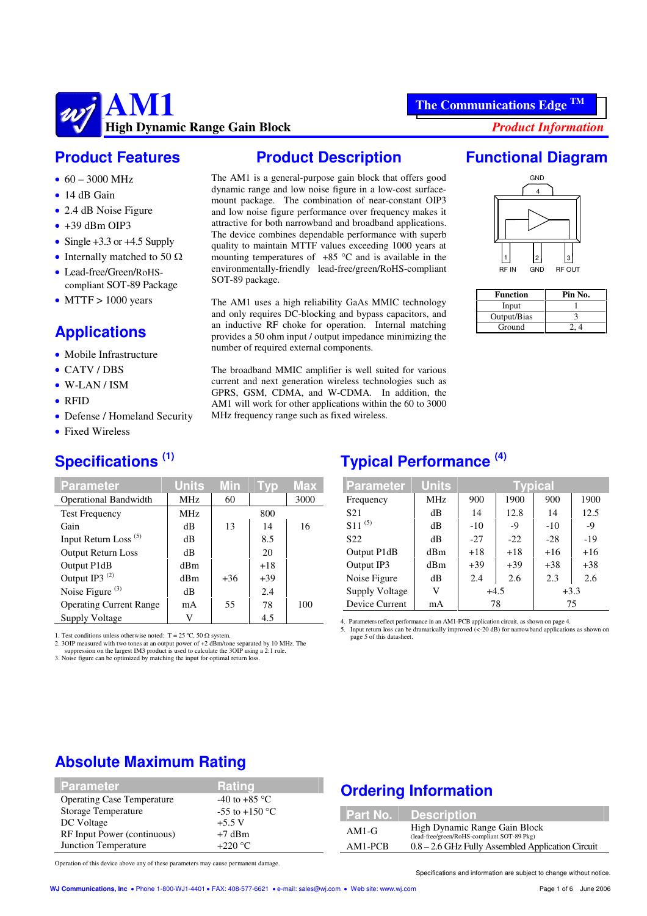# AM1

## High Dynamic Range Gain Block

**The Communications Edge ™**

*Product Information*

## Product Features

- 60 – 3000 MHz
- 14 dB Gain
- 2.4 dB Noise Figure
- +39 dBm OIP3
- Single +3.3 or +4.5 Supply
- Internally matched to 50 Ω
- Lead-free/Green/RoHS-compliant SOT-89 Package
- MTTF > 1000 years

## Applications

- Mobile Infrastructure
- CATV / DBS
- W-LAN / ISM
- RFID
- Defense / Homeland Security
- Fixed Wireless

## Product Description

The AM1 is a general-purpose gain block that offers good dynamic range and low noise figure in a low-cost surface-mount package. The combination of near-constant OIP3 and low noise figure performance over frequency makes it attractive for both narrowband and broadband applications. The device combines dependable performance with superb quality to maintain MTTF values exceeding 1000 years at mounting temperatures of +85 °C and is available in the environmentally-friendly lead-free/green/RoHS-compliant SOT-89 package.

The AM1 uses a high reliability GaAs MMIC technology and only requires DC-blocking and bypass capacitors, and an inductive RF choke for operation. Internal matching provides a 50 ohm input / output impedance minimizing the number of required external components.

The broadband MMIC amplifier is well suited for various current and next generation wireless technologies such as GPRS, GSM, CDMA, and W-CDMA. In addition, the AM1 will work for other applications within the 60 to 3000 MHz frequency range such as fixed wireless.

## Functional Diagram

GND 4

1 RF IN | 2 GND | 3 RF OUT

| Function | Pin No. |
|---|---|
| Input | 1 |
| Output/Bias | 3 |
| Ground | 2, 4 |

## Specifications [1]

| Parameter | Units | Min | Typ | Max |
|---|---|---|---|---|
| Operational Bandwidth | MHz | 60 | | 3000 |
| Test Frequency | MHz | | 800 | |
| Gain | dB | 13 | 14 | 16 |
| Input Return Loss [5] | dB | | 8.5 | |
| Output Return Loss | dB | | 20 | |
| Output P1dB | dBm | | +18 | |
| Output IP3 [2] | dBm | +36 | +39 | |
| Noise Figure [3] | dB | | 2.4 | |
| Operating Current Range | mA | 55 | 78 | 100 |
| Supply Voltage | V | | 4.5 | |

1. Test conditions unless otherwise noted: T = 25 ºC, 50 Ω system.
2. 3OIP measured with two tones at an output power of +2 dBm/tone separated by 10 MHz. The suppression on the largest IM3 product is used to calculate the 3OIP using a 2:1 rule.
3. Noise figure can be optimized by matching the input for optimal return loss.

## Typical Performance [4]

| Parameter | Units | Typical | | | |
|---|---|---|---|---|---|
| Frequency | MHz | 900 | 1900 | 900 | 1900 |
| S21 | dB | 14 | 12.8 | 14 | 12.5 |
| S11 [5] | dB | -10 | -9 | -10 | -9 |
| S22 | dB | -27 | -22 | -28 | -19 |
| Output P1dB | dBm | +18 | +18 | +16 | +16 |
| Output IP3 | dBm | +39 | +39 | +38 | +38 |
| Noise Figure | dB | 2.4 | 2.6 | 2.3 | 2.6 |
| Supply Voltage | V | +4.5 | | +3.3 | |
| Device Current | mA | 78 | | 75 | |

4. Parameters reflect performance in an AM1-PCB application circuit, as shown on page 4.
5. Input return loss can be dramatically improved (<-20 dB) for narrowband applications as shown on page 5 of this datasheet.

## Absolute Maximum Rating

| Parameter | Rating |
|---|---|
| Operating Case Temperature | -40 to +85 °C |
| Storage Temperature | -55 to +150 °C |
| DC Voltage | +5.5 V |
| RF Input Power (continuous) | +7 dBm |
| Junction Temperature | +220 °C |

Operation of this device above any of these parameters may cause permanent damage.

## Ordering Information

| Part No. | Description |
|---|---|
| AM1-G | High Dynamic Range Gain Block (lead-free/green/RoHS-compliant SOT-89 Pkg) |
| AM1-PCB | 0.8 – 2.6 GHz Fully Assembled Application Circuit |

Specifications and information are subject to change without notice.

WJ Communications, Inc • Phone 1-800-WJ1-4401 • FAX: 408-577-6621 • e-mail: sales@wj.com • Web site: www.wj.com

June 2006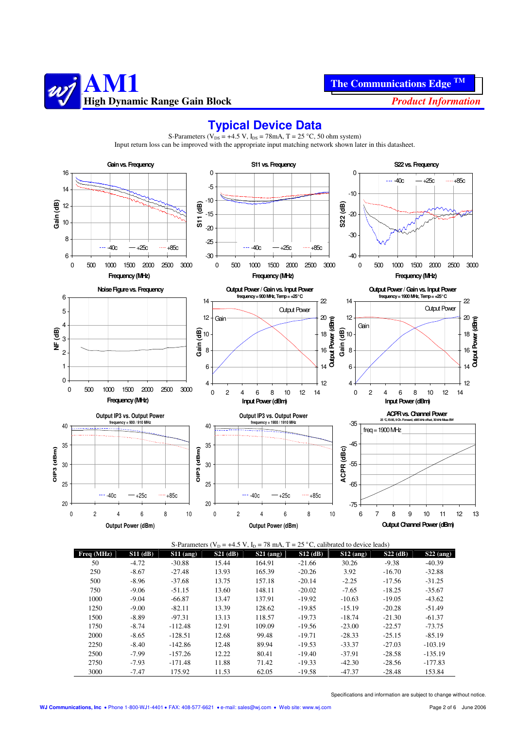# Typical Device Data

S-Parameters ($V_{DS}$ = +4.5 V, $I_{DS}$ = 78mA, T = 25 °C, 50 ohm system)

Input return loss can be improved with the appropriate input matching network shown later in this datasheet.

S-Parameters ($V_D$ = +4.5 V, $I_D$ = 78 mA, T = 25 °C, calibrated to device leads)

| Freq (MHz) | S11 (dB) | S11 (ang) | S21 (dB) | S21 (ang) | S12 (dB) | S12 (ang) | S22 (dB) | S22 (ang) |
|---|---|---|---|---|---|---|---|---|
| 50 | -4.72 | -30.88 | 15.44 | 164.91 | -21.66 | 30.26 | -9.38 | -40.39 |
| 250 | -8.67 | -27.48 | 13.93 | 165.39 | -20.26 | 3.92 | -16.70 | -32.88 |
| 500 | -8.96 | -37.68 | 13.75 | 157.18 | -20.14 | -2.25 | -17.56 | -31.25 |
| 750 | -9.06 | -51.15 | 13.60 | 148.11 | -20.02 | -7.65 | -18.25 | -35.67 |
| 1000 | -9.04 | -66.87 | 13.47 | 137.91 | -19.92 | -10.63 | -19.05 | -43.62 |
| 1250 | -9.00 | -82.11 | 13.39 | 128.62 | -19.85 | -15.19 | -20.28 | -51.49 |
| 1500 | -8.89 | -97.31 | 13.13 | 118.57 | -19.73 | -18.74 | -21.30 | -61.37 |
| 1750 | -8.74 | -112.48 | 12.91 | 109.09 | -19.56 | -23.00 | -22.57 | -73.75 |
| 2000 | -8.65 | -128.51 | 12.68 | 99.48 | -19.71 | -28.33 | -25.15 | -85.19 |
| 2250 | -8.40 | -142.86 | 12.48 | 89.94 | -19.53 | -33.37 | -27.03 | -103.19 |
| 2500 | -7.99 | -157.26 | 12.22 | 80.41 | -19.40 | -37.91 | -28.58 | -135.19 |
| 2750 | -7.93 | -171.48 | 11.88 | 71.42 | -19.33 | -42.30 | -28.56 | -177.83 |
| 3000 | -7.47 | 175.92 | 11.53 | 62.05 | -19.58 | -47.37 | -28.48 | 153.84 |

Specifications and information are subject to change without notice.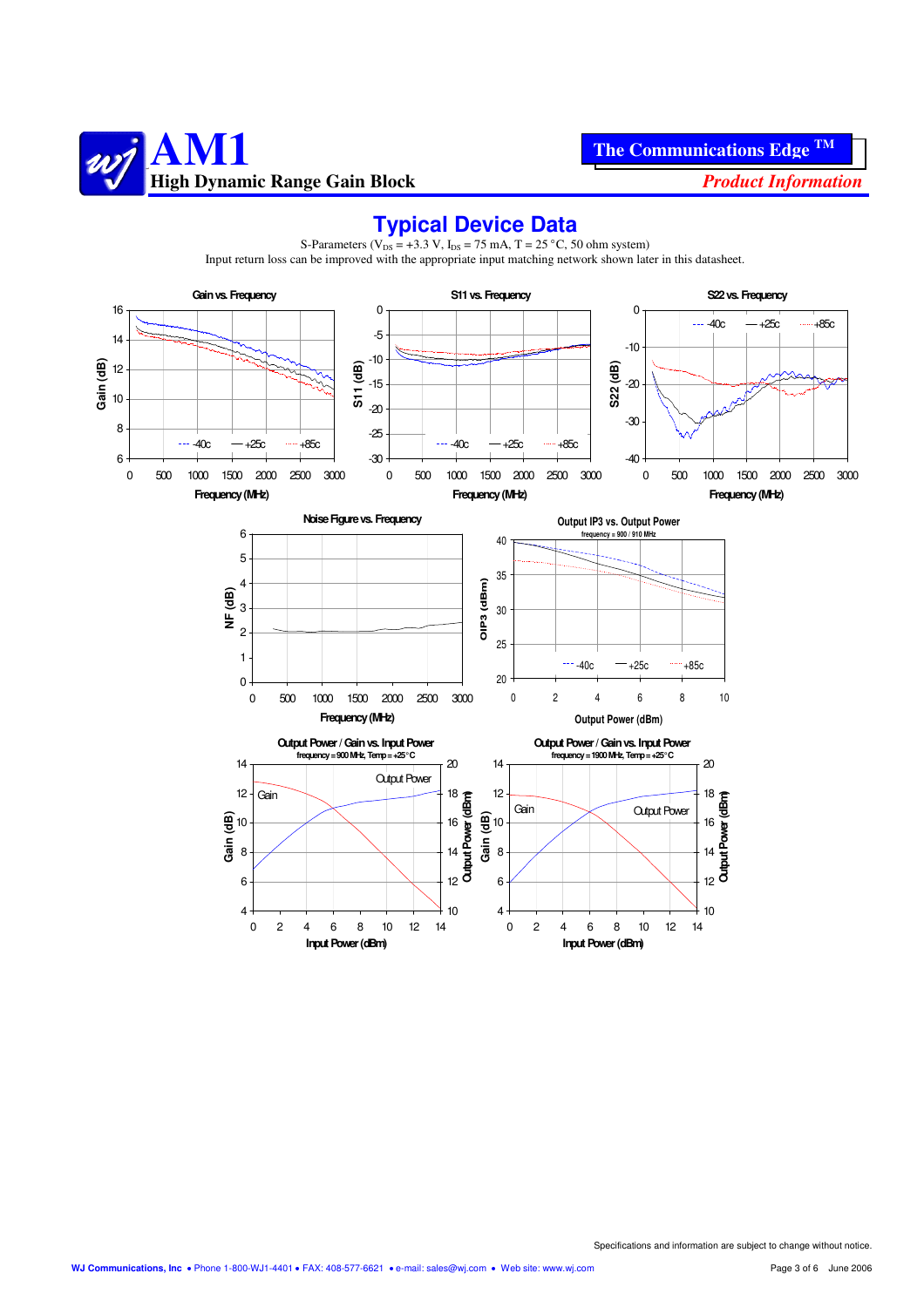# Typical Device Data

S-Parameters ($V_{DS}$ = +3.3 V, $I_{DS}$ = 75 mA, T = 25 °C, 50 ohm system)
Input return loss can be improved with the appropriate input matching network shown later in this datasheet.

Gain vs. Frequency

S11 vs. Frequency

S22 vs. Frequency

Noise Figure vs. Frequency

Output IP3 vs. Output Power
frequency = 900 / 910 MHz

Output Power / Gain vs. Input Power
frequency = 900 MHz, Temp = +25°C

Output Power / Gain vs. Input Power
frequency = 1900 MHz, Temp = +25°C

Specifications and information are subject to change without notice.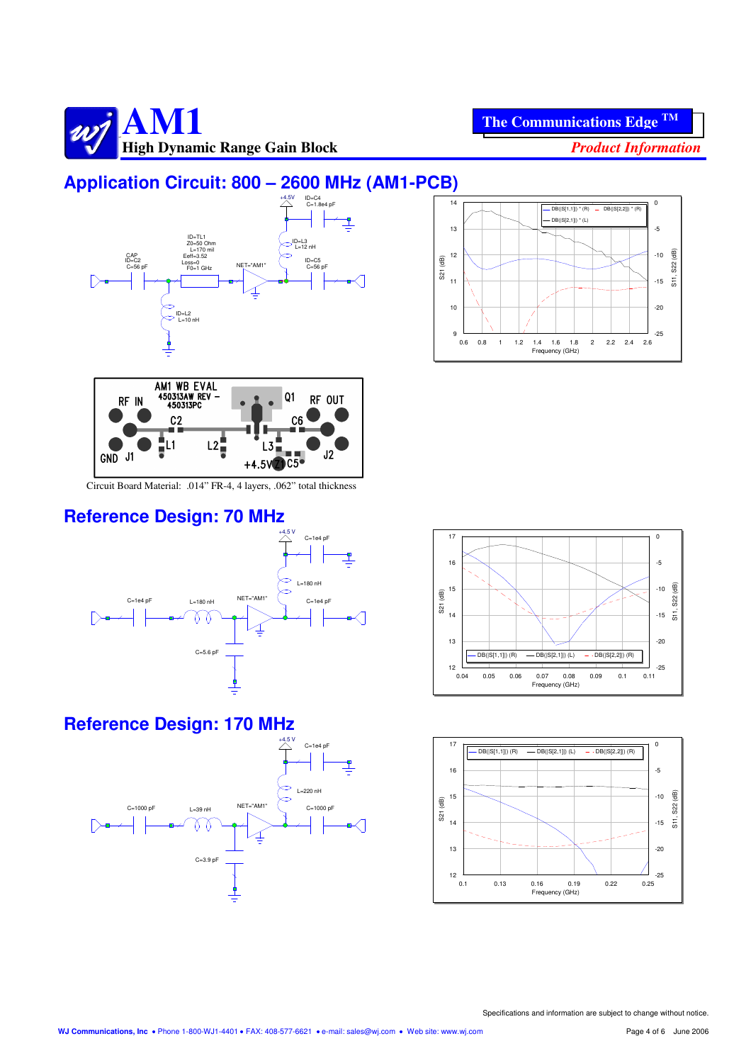# AM1

**High Dynamic Range Gain Block**

## Application Circuit: 800 – 2600 MHz (AM1-PCB)

+4.5V
ID=C4
C=1.8e4 pF

ID=TL1
Z0=50 Ohm
L=170 mil
Eeff=3.52
Loss=0
F0=1 GHz

ID=L3
L=12 nH

CAP
ID=C2
C=56 pF

NET="AM1"

ID=C5
C=56 pF

ID=L2
L=10 nH

AM1 WB EVAL
450313AW REV –
450313PC

RF IN  C2  Q1  C6  RF OUT
GND  J1  L1  L2  L3  J2
+4.5V  Z1  C5

Circuit Board Material: .014" FR-4, 4 layers, .062" total thickness

## Reference Design: 70 MHz

+4.5 V
C=1e4 pF
L=180 nH
C=1e4 pF
L=180 nH
NET="AM1"
C=1e4 pF
C=5.6 pF

## Reference Design: 170 MHz

+4.5 V
C=1e4 pF
L=220 nH
C=1000 pF
L=39 nH
NET="AM1"
C=1000 pF
C=3.9 pF

Specifications and information are subject to change without notice.

**WJ Communications, Inc** • Phone 1-800-WJ1-4401 • FAX: 408-577-6621 • e-mail: sales@wj.com • Web site: www.wj.com

June 2006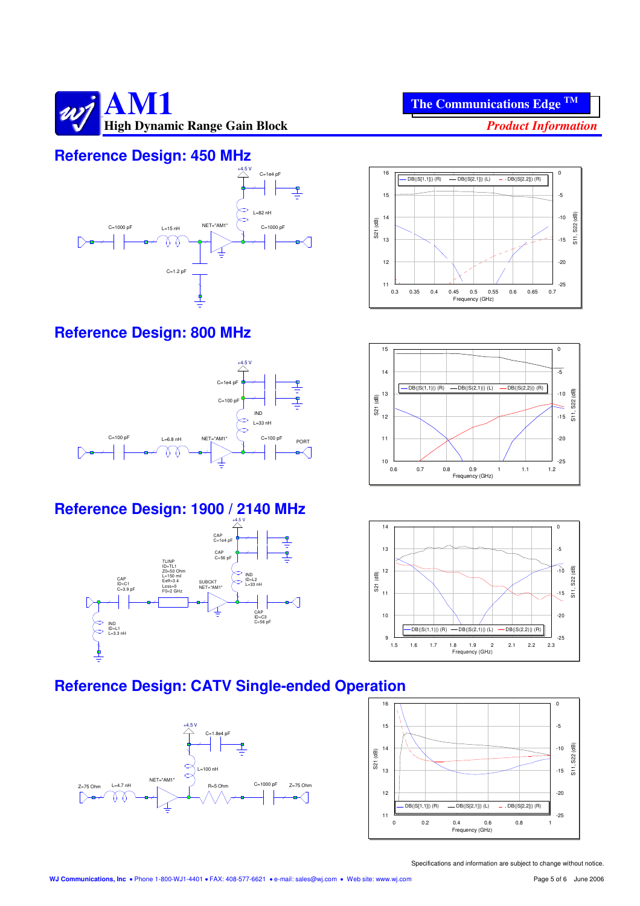# AM1

**High Dynamic Range Gain Block**

**The Communications Edge ™**

***Product Information***

## Reference Design: 450 MHz

+4.5 V

C=1e4 pF

L=82 nH

C=1000 pF

L=15 nH

NET="AM1"

C=1000 pF

C=1.2 pF

DB(|S[1,1]|) (R) — DB(|S[2,1]|) (L) — DB(|S[2,2]|) (R)

S21 (dB) / S11, S22 (dB) vs. Frequency (GHz)

## Reference Design: 800 MHz

+4.5 V

C=1e4 pF

C=100 pF

IND L=33 nH

C=100 pF

L=6.8 nH

NET="AM1"

C=100 pF

PORT

DB(|S(1,1)|) (R) — DB(|S(2,1)|) (L) — DB(|S(2,2)|) (R)

S21 (dB) / S11, S22 (dB) vs. Frequency (GHz)

## Reference Design: 1900 / 2140 MHz

+4.5 V

CAP C=1e4 pF

CAP C=56 pF

TLINP ID=TL1 Z0=50 Ohm L=150 mil Eeff=3.4 Loss=0 F0=2 GHz

CAP ID=C1 C=3.9 pF

IND ID=L2 L=33 nH

SUBCKT NET="AM1"

IND ID=L1 L=3.3 nH

CAP ID=C3 C=56 pF

DB(|S(1,1)|) (R) — DB(|S(2,1)|) (L) — DB(|S(2,2)|) (R)

S21 (dB) / S11, S22 (dB) vs. Frequency (GHz)

## Reference Design: CATV Single-ended Operation

+4.5 V

C=1.8e4 pF

L=100 nH

NET="AM1"

Z=75 Ohm

L=4.7 nH

R=5 Ohm

C=1000 pF

Z=75 Ohm

DB(|S[1,1]|) (R) — DB(|S[2,1]|) (L) — DB(|S[2,2]|) (R)

S21 (dB) / S11, S22 (dB) vs. Frequency (GHz)

Specifications and information are subject to change without notice.

**WJ Communications, Inc** • Phone 1-800-WJ1-4401 • FAX: 408-577-6621 • e-mail: sales@wj.com • Web site: www.wj.com

June 2006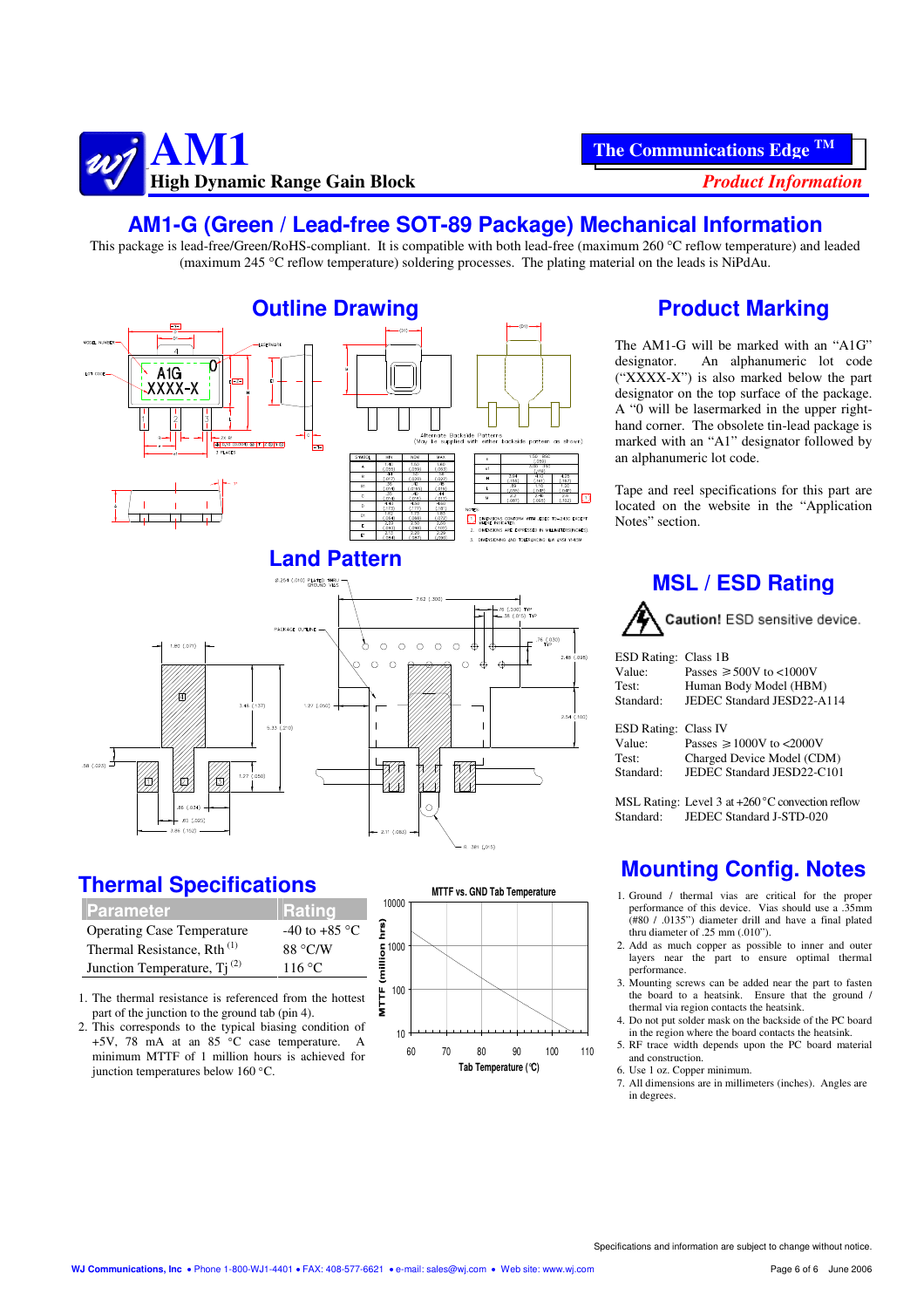# AM1

**High Dynamic Range Gain Block**

The Communications Edge ™

*Product Information*

## AM1-G (Green / Lead-free SOT-89 Package) Mechanical Information

This package is lead-free/Green/RoHS-compliant. It is compatible with both lead-free (maximum 260 °C reflow temperature) and leaded (maximum 245 °C reflow temperature) soldering processes. The plating material on the leads is NiPdAu.

### Outline Drawing

### Land Pattern

### Product Marking

The AM1-G will be marked with an "A1G" designator. An alphanumeric lot code ("XXXX-X") is also marked below the part designator on the top surface of the package. A "0 will be lasermarked in the upper right-hand corner. The obsolete tin-lead package is marked with an "A1" designator followed by an alphanumeric lot code.

Tape and reel specifications for this part are located on the website in the "Application Notes" section.

### MSL / ESD Rating

**Caution!** ESD sensitive device.

ESD Rating: Class 1B
Value: Passes ≥500V to <1000V
Test: Human Body Model (HBM)
Standard: JEDEC Standard JESD22-A114

ESD Rating: Class IV
Value: Passes ≥1000V to <2000V
Test: Charged Device Model (CDM)
Standard: JEDEC Standard JESD22-C101

MSL Rating: Level 3 at +260 °C convection reflow
Standard: JEDEC Standard J-STD-020

### Thermal Specifications

| Parameter | Rating |
|---|---|
| Operating Case Temperature | -40 to +85 °C |
| Thermal Resistance, Rth [1] | 88 °C/W |
| Junction Temperature, Tj [2] | 116 °C |

1. The thermal resistance is referenced from the hottest part of the junction to the ground tab (pin 4).
2. This corresponds to the typical biasing condition of +5V, 78 mA at an 85 °C case temperature. A minimum MTTF of 1 million hours is achieved for junction temperatures below 160 °C.

MTTF vs. GND Tab Temperature
MTTF (million hrs)
10000
1000
100
10
60 70 80 90 100 110
Tab Temperature (°C)

### Mounting Config. Notes

1. Ground / thermal vias are critical for the proper performance of this device. Vias should use a .35mm (#80 / .0135") diameter drill and have a final plated thru diameter of .25 mm (.010").
2. Add as much copper as possible to inner and outer layers near the part to ensure optimal thermal performance.
3. Mounting screws can be added near the part to fasten the board to a heatsink. Ensure that the ground / thermal via region contacts the heatsink.
4. Do not put solder mask on the backside of the PC board in the region where the board contacts the heatsink.
5. RF trace width depends upon the PC board material and construction.
6. Use 1 oz. Copper minimum.
7. All dimensions are in millimeters (inches). Angles are in degrees.

Specifications and information are subject to change without notice.

WJ Communications, Inc • Phone 1-800-WJ1-4401 • FAX: 408-577-6621 • e-mail: sales@wj.com • Web site: www.wj.com

June 2006